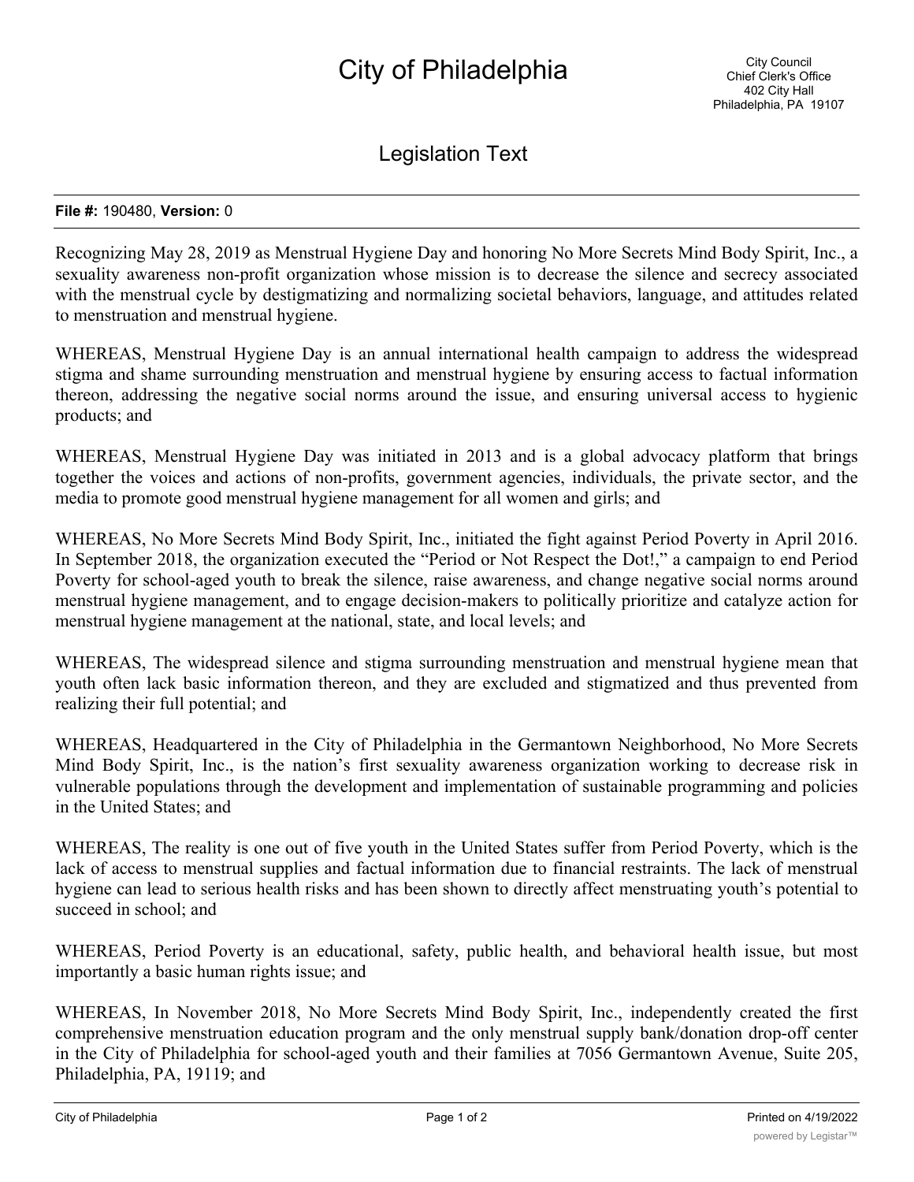# City of Philadelphia

City Council
Chief Clerk's Office
402 City Hall
Philadelphia, PA 19107

## Legislation Text

**File #:** 190480, **Version:** 0

Recognizing May 28, 2019 as Menstrual Hygiene Day and honoring No More Secrets Mind Body Spirit, Inc., a sexuality awareness non-profit organization whose mission is to decrease the silence and secrecy associated with the menstrual cycle by destigmatizing and normalizing societal behaviors, language, and attitudes related to menstruation and menstrual hygiene.

WHEREAS, Menstrual Hygiene Day is an annual international health campaign to address the widespread stigma and shame surrounding menstruation and menstrual hygiene by ensuring access to factual information thereon, addressing the negative social norms around the issue, and ensuring universal access to hygienic products; and

WHEREAS, Menstrual Hygiene Day was initiated in 2013 and is a global advocacy platform that brings together the voices and actions of non-profits, government agencies, individuals, the private sector, and the media to promote good menstrual hygiene management for all women and girls; and

WHEREAS, No More Secrets Mind Body Spirit, Inc., initiated the fight against Period Poverty in April 2016. In September 2018, the organization executed the "Period or Not Respect the Dot!," a campaign to end Period Poverty for school-aged youth to break the silence, raise awareness, and change negative social norms around menstrual hygiene management, and to engage decision-makers to politically prioritize and catalyze action for menstrual hygiene management at the national, state, and local levels; and

WHEREAS, The widespread silence and stigma surrounding menstruation and menstrual hygiene mean that youth often lack basic information thereon, and they are excluded and stigmatized and thus prevented from realizing their full potential; and

WHEREAS, Headquartered in the City of Philadelphia in the Germantown Neighborhood, No More Secrets Mind Body Spirit, Inc., is the nation's first sexuality awareness organization working to decrease risk in vulnerable populations through the development and implementation of sustainable programming and policies in the United States; and

WHEREAS, The reality is one out of five youth in the United States suffer from Period Poverty, which is the lack of access to menstrual supplies and factual information due to financial restraints. The lack of menstrual hygiene can lead to serious health risks and has been shown to directly affect menstruating youth's potential to succeed in school; and

WHEREAS, Period Poverty is an educational, safety, public health, and behavioral health issue, but most importantly a basic human rights issue; and

WHEREAS, In November 2018, No More Secrets Mind Body Spirit, Inc., independently created the first comprehensive menstruation education program and the only menstrual supply bank/donation drop-off center in the City of Philadelphia for school-aged youth and their families at 7056 Germantown Avenue, Suite 205, Philadelphia, PA, 19119; and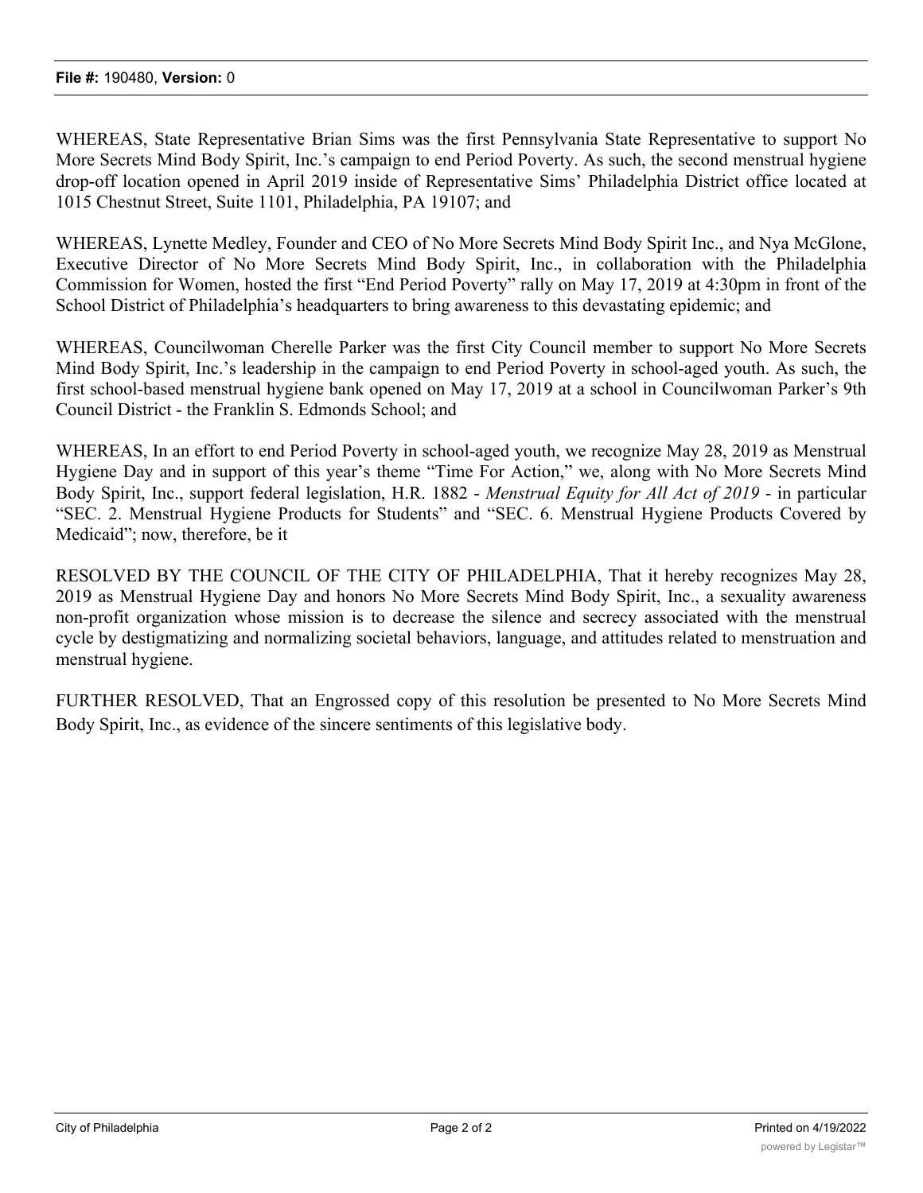WHEREAS, State Representative Brian Sims was the first Pennsylvania State Representative to support No More Secrets Mind Body Spirit, Inc.'s campaign to end Period Poverty. As such, the second menstrual hygiene drop-off location opened in April 2019 inside of Representative Sims' Philadelphia District office located at 1015 Chestnut Street, Suite 1101, Philadelphia, PA 19107; and

WHEREAS, Lynette Medley, Founder and CEO of No More Secrets Mind Body Spirit Inc., and Nya McGlone, Executive Director of No More Secrets Mind Body Spirit, Inc., in collaboration with the Philadelphia Commission for Women, hosted the first "End Period Poverty" rally on May 17, 2019 at 4:30pm in front of the School District of Philadelphia's headquarters to bring awareness to this devastating epidemic; and

WHEREAS, Councilwoman Cherelle Parker was the first City Council member to support No More Secrets Mind Body Spirit, Inc.'s leadership in the campaign to end Period Poverty in school-aged youth. As such, the first school-based menstrual hygiene bank opened on May 17, 2019 at a school in Councilwoman Parker's 9th Council District - the Franklin S. Edmonds School; and

WHEREAS, In an effort to end Period Poverty in school-aged youth, we recognize May 28, 2019 as Menstrual Hygiene Day and in support of this year's theme "Time For Action," we, along with No More Secrets Mind Body Spirit, Inc., support federal legislation, H.R. 1882 - *Menstrual Equity for All Act of 2019* - in particular "SEC. 2. Menstrual Hygiene Products for Students" and "SEC. 6. Menstrual Hygiene Products Covered by Medicaid"; now, therefore, be it

RESOLVED BY THE COUNCIL OF THE CITY OF PHILADELPHIA, That it hereby recognizes May 28, 2019 as Menstrual Hygiene Day and honors No More Secrets Mind Body Spirit, Inc., a sexuality awareness non-profit organization whose mission is to decrease the silence and secrecy associated with the menstrual cycle by destigmatizing and normalizing societal behaviors, language, and attitudes related to menstruation and menstrual hygiene.

FURTHER RESOLVED, That an Engrossed copy of this resolution be presented to No More Secrets Mind Body Spirit, Inc., as evidence of the sincere sentiments of this legislative body.